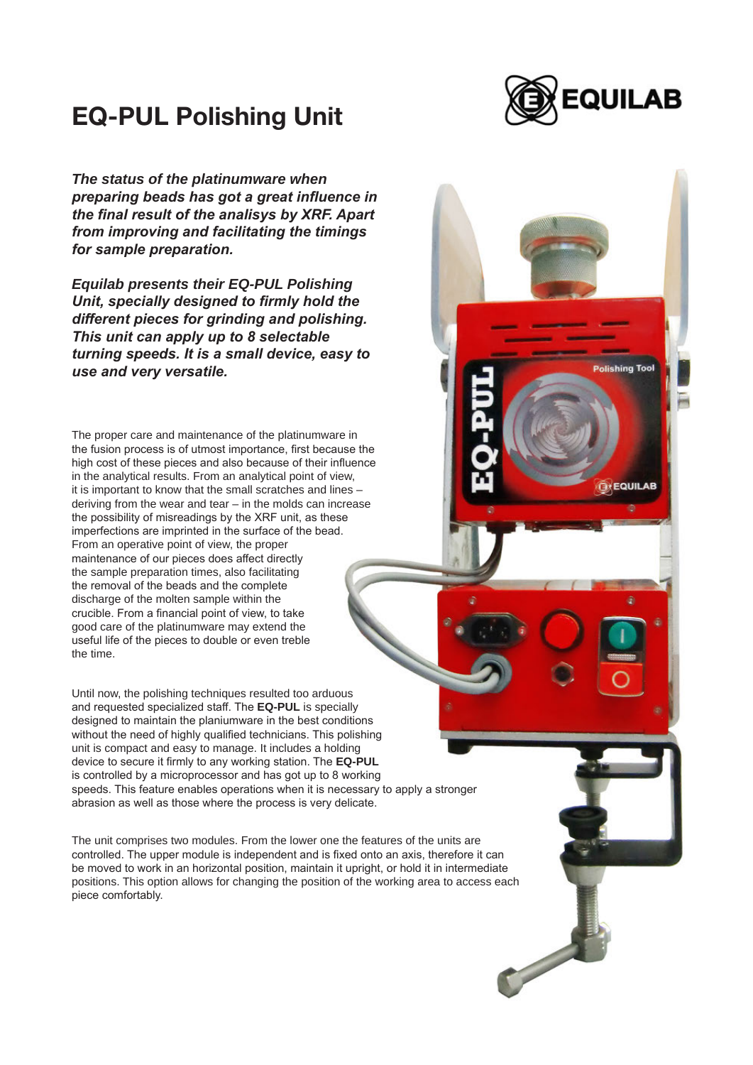# EQ-PUL Polishing Unit

***The status of the platinumware when preparing beads has got a great influence in the final result of the analisys by XRF. Apart from improving and facilitating the timings for sample preparation.***

***Equilab presents their EQ-PUL Polishing Unit, specially designed to firmly hold the different pieces for grinding and polishing. This unit can apply up to 8 selectable turning speeds. It is a small device, easy to use and very versatile.***

The proper care and maintenance of the platinumware in the fusion process is of utmost importance, first because the high cost of these pieces and also because of their influence in the analytical results. From an analytical point of view, it is important to know that the small scratches and lines – deriving from the wear and tear – in the molds can increase the possibility of misreadings by the XRF unit, as these imperfections are imprinted in the surface of the bead. From an operative point of view, the proper maintenance of our pieces does affect directly the sample preparation times, also facilitating the removal of the beads and the complete discharge of the molten sample within the crucible. From a financial point of view, to take good care of the platinumware may extend the useful life of the pieces to double or even treble the time.

Until now, the polishing techniques resulted too arduous and requested specialized staff. The **EQ-PUL** is specially designed to maintain the planiumware in the best conditions without the need of highly qualified technicians. This polishing unit is compact and easy to manage. It includes a holding device to secure it firmly to any working station. The **EQ-PUL** is controlled by a microprocessor and has got up to 8 working speeds. This feature enables operations when it is necessary to apply a stronger abrasion as well as those where the process is very delicate.

The unit comprises two modules. From the lower one the features of the units are controlled. The upper module is independent and is fixed onto an axis, therefore it can be moved to work in an horizontal position, maintain it upright, or hold it in intermediate positions. This option allows for changing the position of the working area to access each piece comfortably.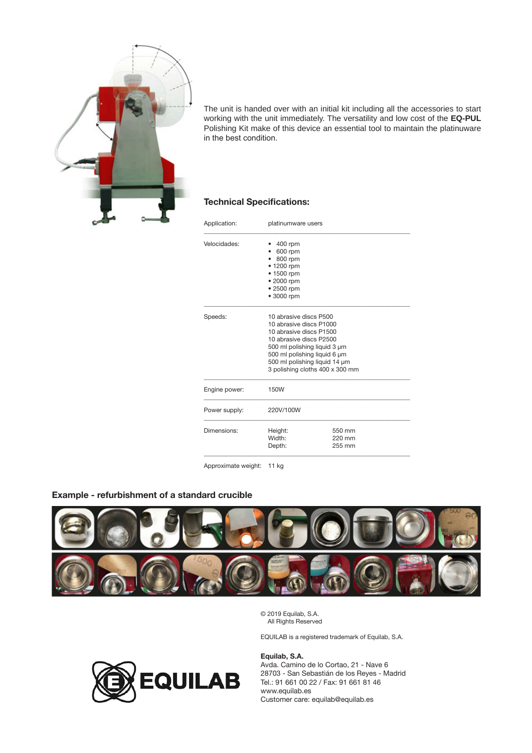The unit is handed over with an initial kit including all the accessories to start working with the unit immediately. The versatility and low cost of the **EQ-PUL** Polishing Kit make of this device an essential tool to maintain the platinuware in the best condition.

### Technical Specifications:

| | | |
|---|---|---|
| Application: | platinumware users | |
| Velocidades: | • 400 rpm<br>• 600 rpm<br>• 800 rpm<br>• 1200 rpm<br>• 1500 rpm<br>• 2000 rpm<br>• 2500 rpm<br>• 3000 rpm | |
| Speeds: | 10 abrasive discs P500<br>10 abrasive discs P1000<br>10 abrasive discs P1500<br>10 abrasive discs P2500<br>500 ml polishing liquid 3 µm<br>500 ml polishing liquid 6 µm<br>500 ml polishing liquid 14 µm<br>3 polishing cloths 400 x 300 mm | |
| Engine power: | 150W | |
| Power supply: | 220V/100W | |
| Dimensions: | Height:<br>Width:<br>Depth: | 550 mm<br>220 mm<br>255 mm |
| Approximate weight: | 11 kg | |

### Example - refurbishment of a standard crucible

© 2019 Equilab, S.A.
All Rights Reserved

EQUILAB is a registered trademark of Equilab, S.A.

**Equilab, S.A.**
Avda. Camino de lo Cortao, 21 - Nave 6
28703 - San Sebastián de los Reyes - Madrid
Tel.: 91 661 00 22 / Fax: 91 661 81 46
www.equilab.es
Customer care: equilab@equilab.es